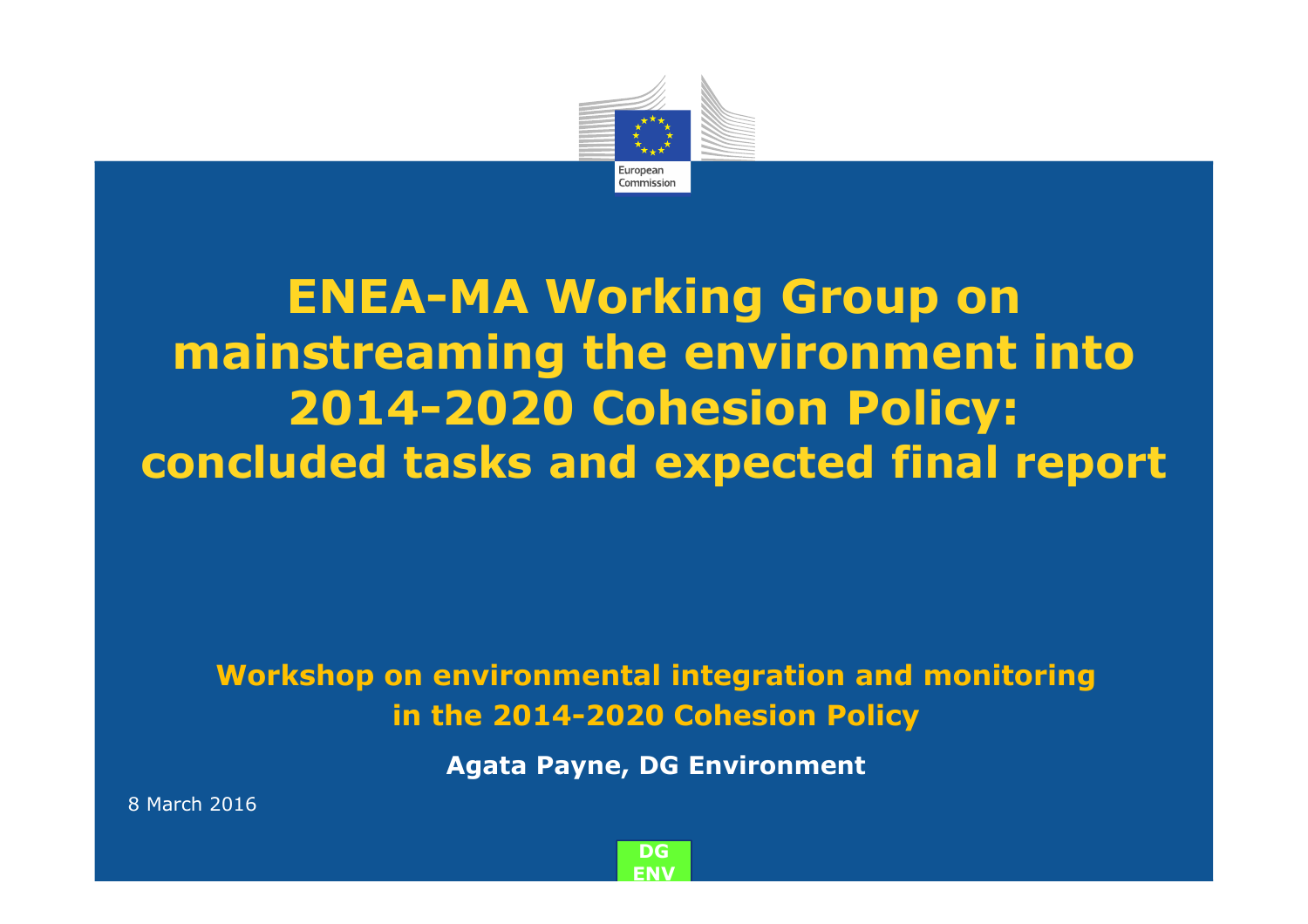European Commission

# ENEA-MA Working Group on mainstreaming the environment into 2014-2020 Cohesion Policy: concluded tasks and expected final report

**Workshop on environmental integration and monitoring in the 2014-2020 Cohesion Policy**

**Agata Payne, DG Environment**

8 March 2016

DG ENV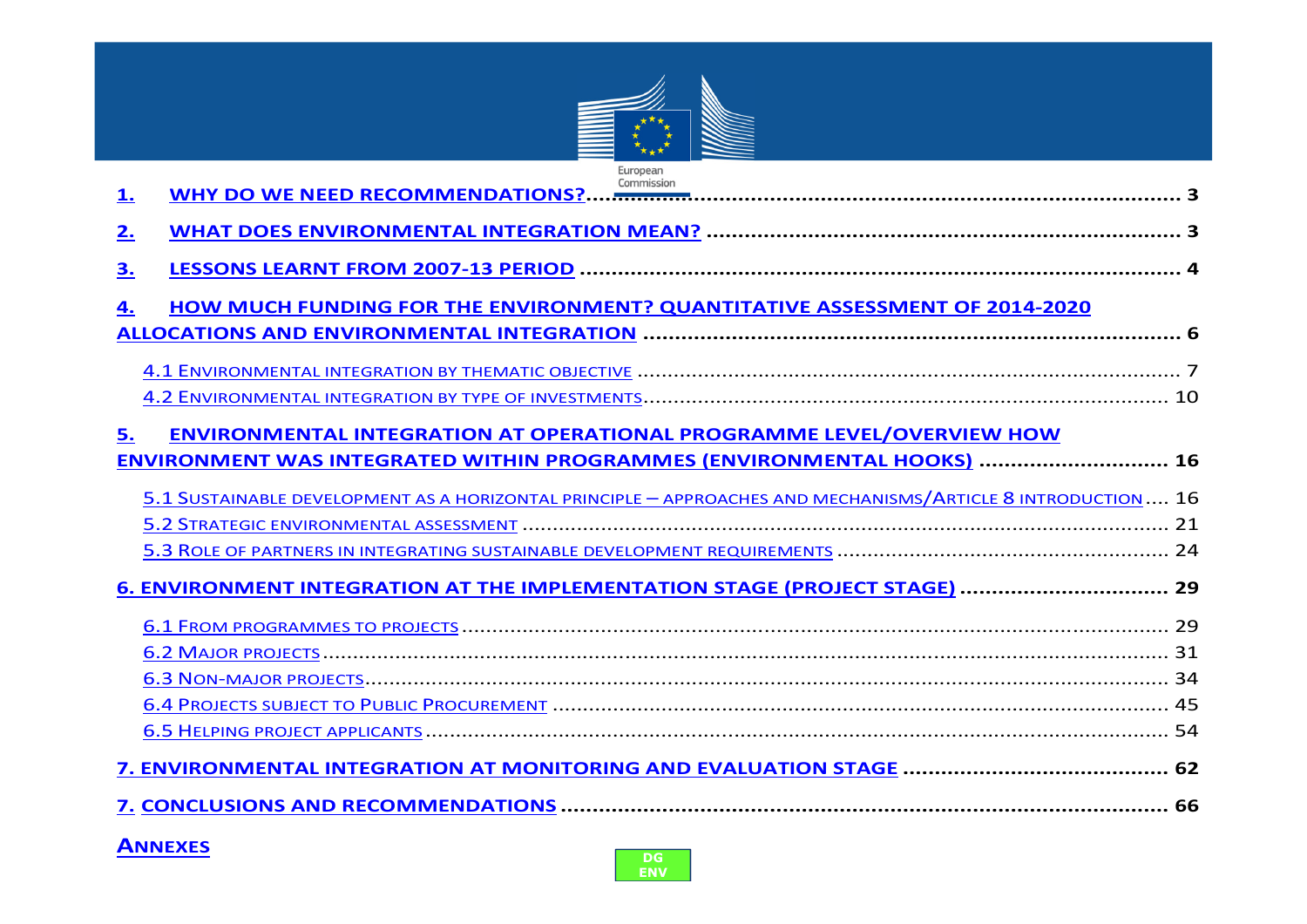1. WHY DO WE NEED RECOMMENDATIONS? ............................................................ 3

2. WHAT DOES ENVIRONMENTAL INTEGRATION MEAN? ............................................................ 3

3. LESSONS LEARNT FROM 2007-13 PERIOD ............................................................ 4

4. HOW MUCH FUNDING FOR THE ENVIRONMENT? QUANTITATIVE ASSESSMENT OF 2014-2020 ALLOCATIONS AND ENVIRONMENTAL INTEGRATION ............................................................ 6

   4.1 ENVIRONMENTAL INTEGRATION BY THEMATIC OBJECTIVE ............................................................ 7

   4.2 ENVIRONMENTAL INTEGRATION BY TYPE OF INVESTMENTS ............................................................ 10

5. ENVIRONMENTAL INTEGRATION AT OPERATIONAL PROGRAMME LEVEL/OVERVIEW HOW ENVIRONMENT WAS INTEGRATED WITHIN PROGRAMMES (ENVIRONMENTAL HOOKS) ............................................................ 16

   5.1 SUSTAINABLE DEVELOPMENT AS A HORIZONTAL PRINCIPLE – APPROACHES AND MECHANISMS/ARTICLE 8 INTRODUCTION .... 16

   5.2 STRATEGIC ENVIRONMENTAL ASSESSMENT ............................................................ 21

   5.3 ROLE OF PARTNERS IN INTEGRATING SUSTAINABLE DEVELOPMENT REQUIREMENTS ............................................................ 24

6. ENVIRONMENT INTEGRATION AT THE IMPLEMENTATION STAGE (PROJECT STAGE) ............................................................ 29

   6.1 FROM PROGRAMMES TO PROJECTS ............................................................ 29

   6.2 MAJOR PROJECTS ............................................................ 31

   6.3 NON-MAJOR PROJECTS ............................................................ 34

   6.4 PROJECTS SUBJECT TO PUBLIC PROCUREMENT ............................................................ 45

   6.5 HELPING PROJECT APPLICANTS ............................................................ 54

7. ENVIRONMENTAL INTEGRATION AT MONITORING AND EVALUATION STAGE ............................................................ 62

7. CONCLUSIONS AND RECOMMENDATIONS ............................................................ 66

ANNEXES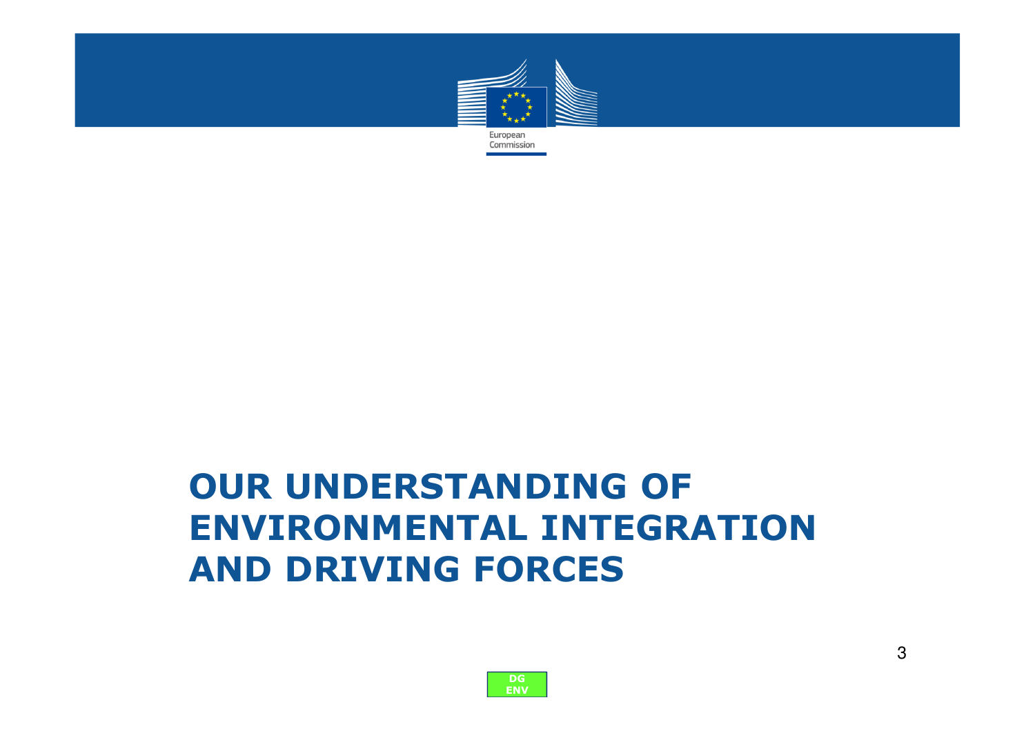# OUR UNDERSTANDING OF ENVIRONMENTAL INTEGRATION AND DRIVING FORCES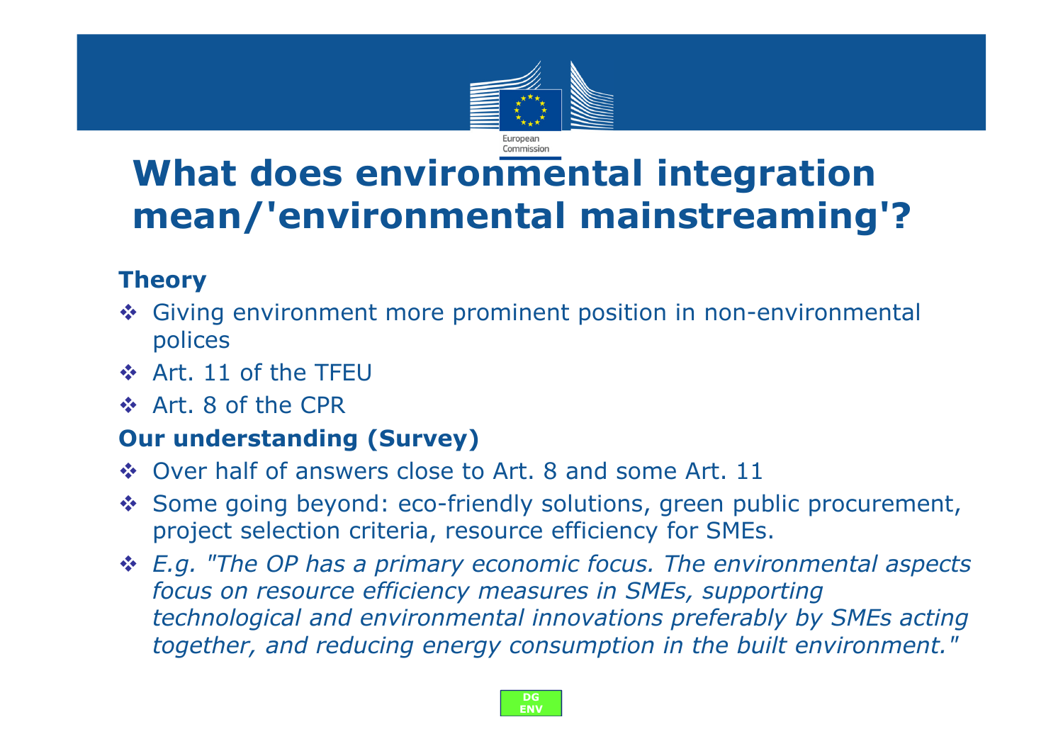# What does environmental integration mean/'environmental mainstreaming'?

### Theory

- Giving environment more prominent position in non-environmental polices
- Art. 11 of the TFEU
- Art. 8 of the CPR

### Our understanding (Survey)

- Over half of answers close to Art. 8 and some Art. 11
- Some going beyond: eco-friendly solutions, green public procurement, project selection criteria, resource efficiency for SMEs.
- *E.g. "The OP has a primary economic focus. The environmental aspects focus on resource efficiency measures in SMEs, supporting technological and environmental innovations preferably by SMEs acting together, and reducing energy consumption in the built environment."*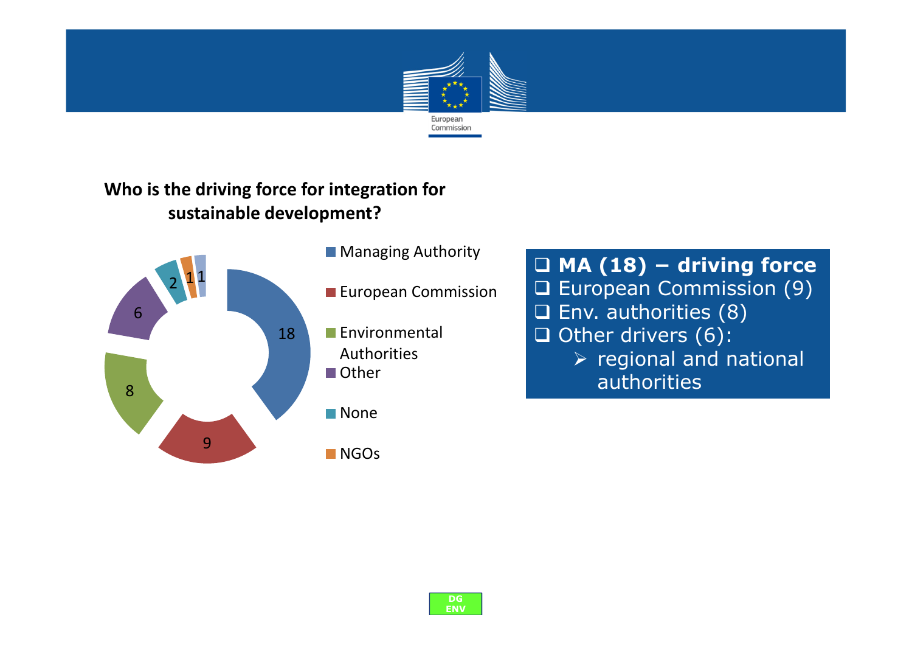## Who is the driving force for integration for sustainable development?

| Driving force | Count |
|---|---|
| Managing Authority | 18 |
| European Commission | 9 |
| Environmental Authorities | 8 |
| Other | 6 |
| None | 2 |
| NGOs | 1 |
| (unlabelled) | 1 |

- **MA (18) – driving force**
- European Commission (9)
- Env. authorities (8)
- Other drivers (6):
  - regional and national authorities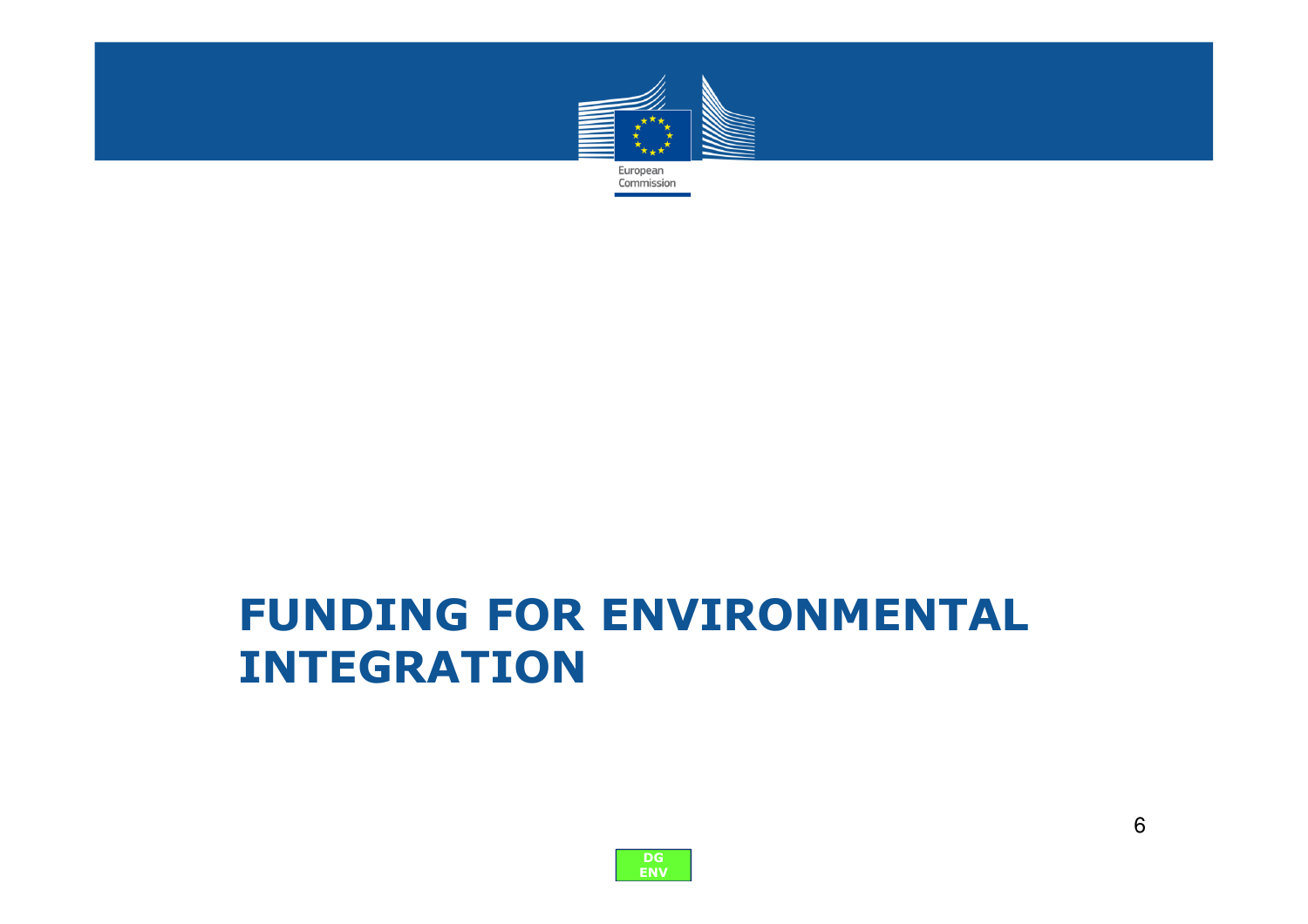# FUNDING FOR ENVIRONMENTAL INTEGRATION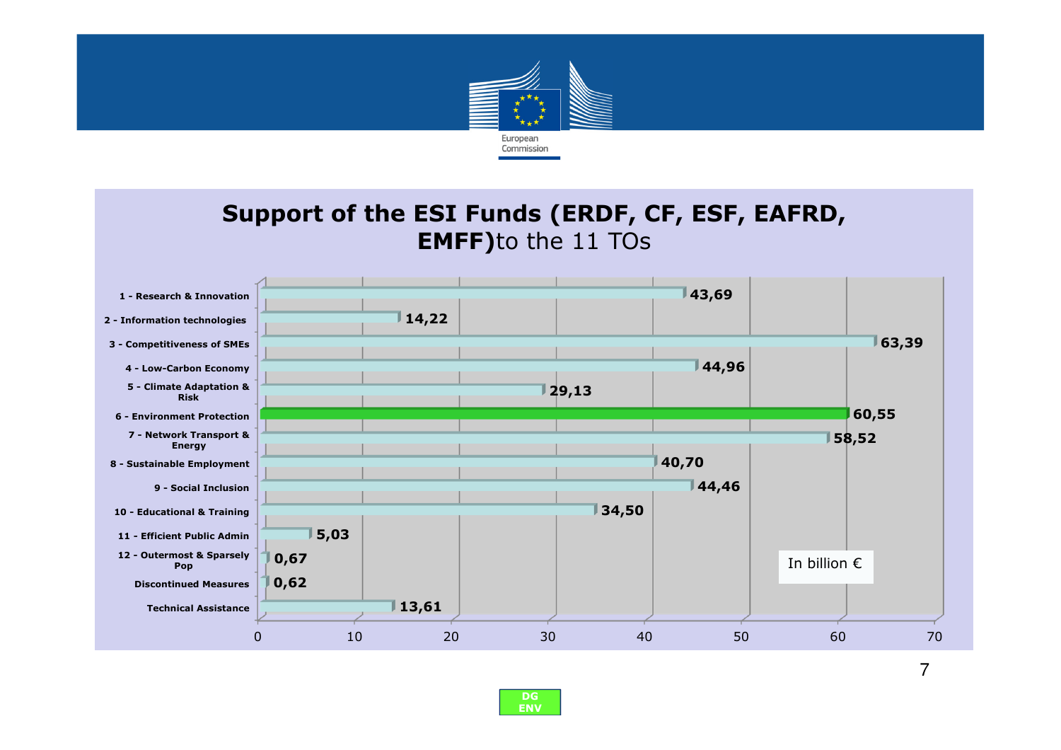# Support of the ESI Funds (ERDF, CF, ESF, EAFRD, EMFF) to the 11 TOs

In billion €

| Thematic Objective | Support (billion €) |
| --- | --- |
| 1 - Research & Innovation | 43,69 |
| 2 - Information technologies | 14,22 |
| 3 - Competitiveness of SMEs | 63,39 |
| 4 - Low-Carbon Economy | 44,96 |
| 5 - Climate Adaptation & Risk | 29,13 |
| 6 - Environment Protection | 60,55 |
| 7 - Network Transport & Energy | 58,52 |
| 8 - Sustainable Employment | 40,70 |
| 9 - Social Inclusion | 44,46 |
| 10 - Educational & Training | 34,50 |
| 11 - Efficient Public Admin | 5,03 |
| 12 - Outermost & Sparsely Pop | 0,67 |
| Discontinued Measures | 0,62 |
| Technical Assistance | 13,61 |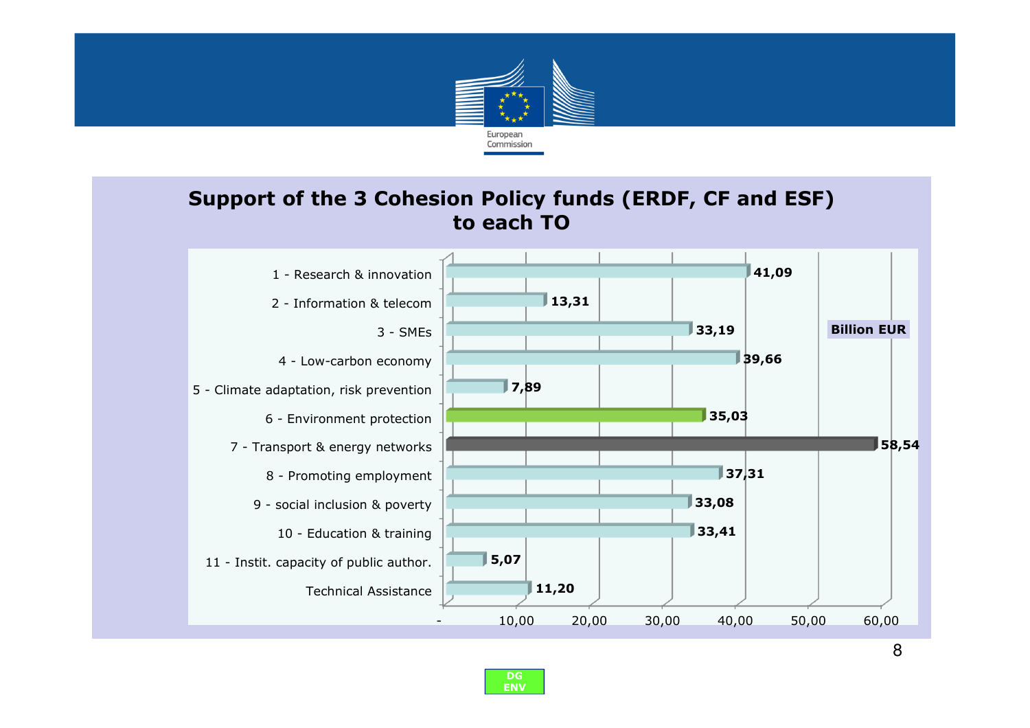## Support of the 3 Cohesion Policy funds (ERDF, CF and ESF) to each TO

Billion EUR

| Thematic Objective | Billion EUR |
|---|---|
| 1 - Research & innovation | 41,09 |
| 2 - Information & telecom | 13,31 |
| 3 - SMEs | 33,19 |
| 4 - Low-carbon economy | 39,66 |
| 5 - Climate adaptation, risk prevention | 7,89 |
| 6 - Environment protection | 35,03 |
| 7 - Transport & energy networks | 58,54 |
| 8 - Promoting employment | 37,31 |
| 9 - social inclusion & poverty | 33,08 |
| 10 - Education & training | 33,41 |
| 11 - Instit. capacity of public author. | 5,07 |
| Technical Assistance | 11,20 |

DG ENV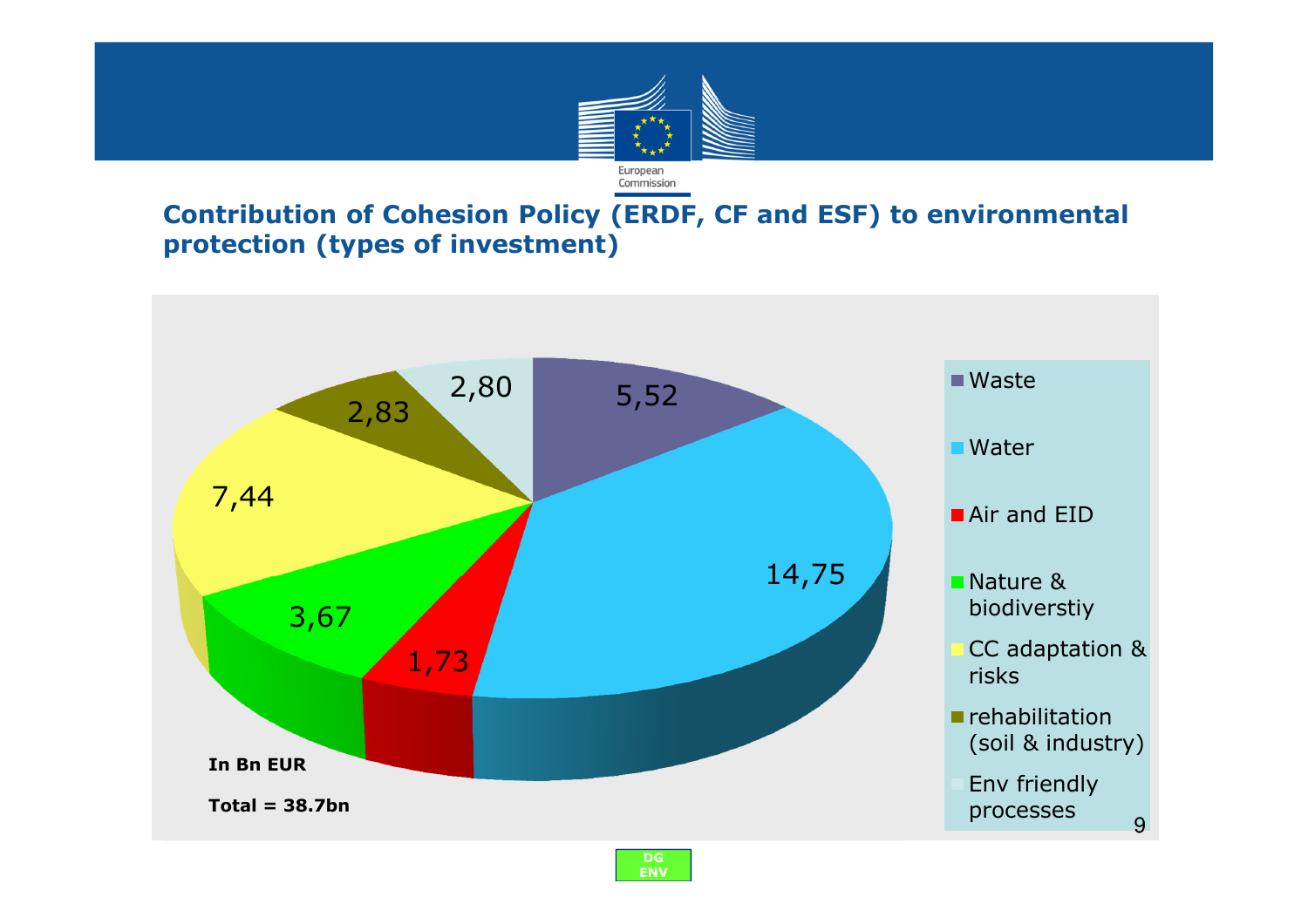## Contribution of Cohesion Policy (ERDF, CF and ESF) to environmental protection (types of investment)

| Type of investment | Bn EUR |
| --- | --- |
| Waste | 5,52 |
| Water | 14,75 |
| Air and EID | 1,73 |
| Nature & biodiverstiy | 3,67 |
| CC adaptation & risks | 7,44 |
| rehabilitation (soil & industry) | 2,83 |
| Env friendly processes | 2,80 |

**In Bn EUR**

**Total = 38.7bn**

DG ENV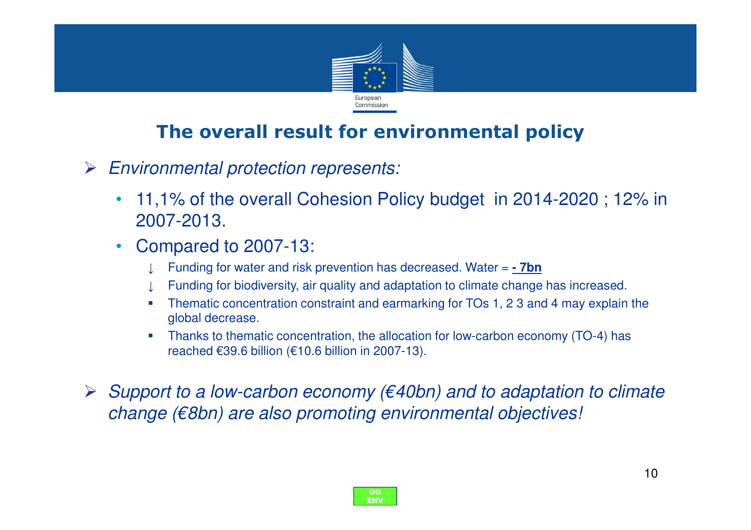## The overall result for environmental policy

- *Environmental protection represents:*
  - 11,1% of the overall Cohesion Policy budget in 2014-2020 ; 12% in 2007-2013.
  - Compared to 2007-13:
    - ↓ Funding for water and risk prevention has decreased. Water = **- 7bn**
    - ↓ Funding for biodiversity, air quality and adaptation to climate change has increased.
    - Thematic concentration constraint and earmarking for TOs 1, 2 3 and 4 may explain the global decrease.
    - Thanks to thematic concentration, the allocation for low-carbon economy (TO-4) has reached €39.6 billion (€10.6 billion in 2007-13).

- *Support to a low-carbon economy (€40bn) and to adaptation to climate change (€8bn) are also promoting environmental objectives!*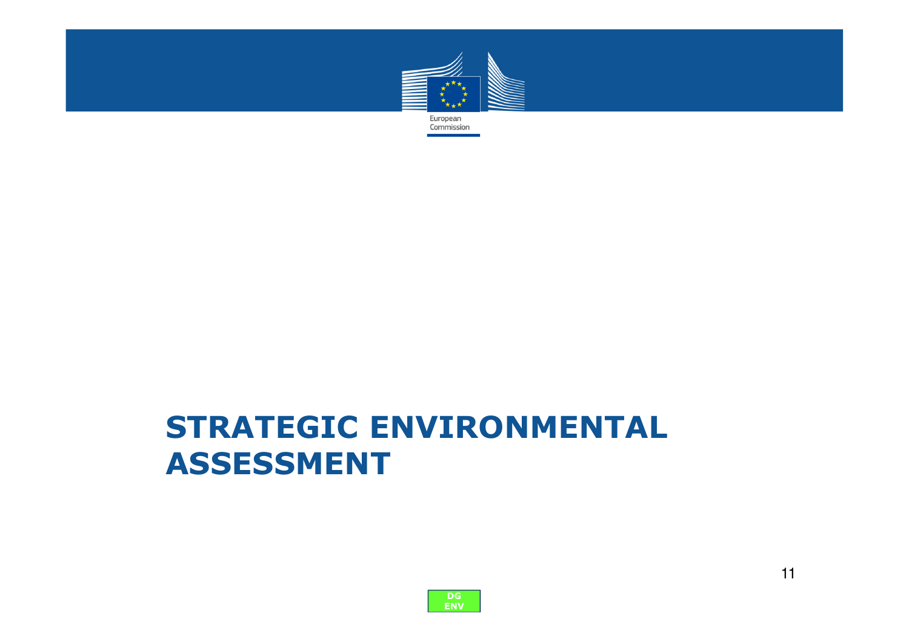# STRATEGIC ENVIRONMENTAL ASSESSMENT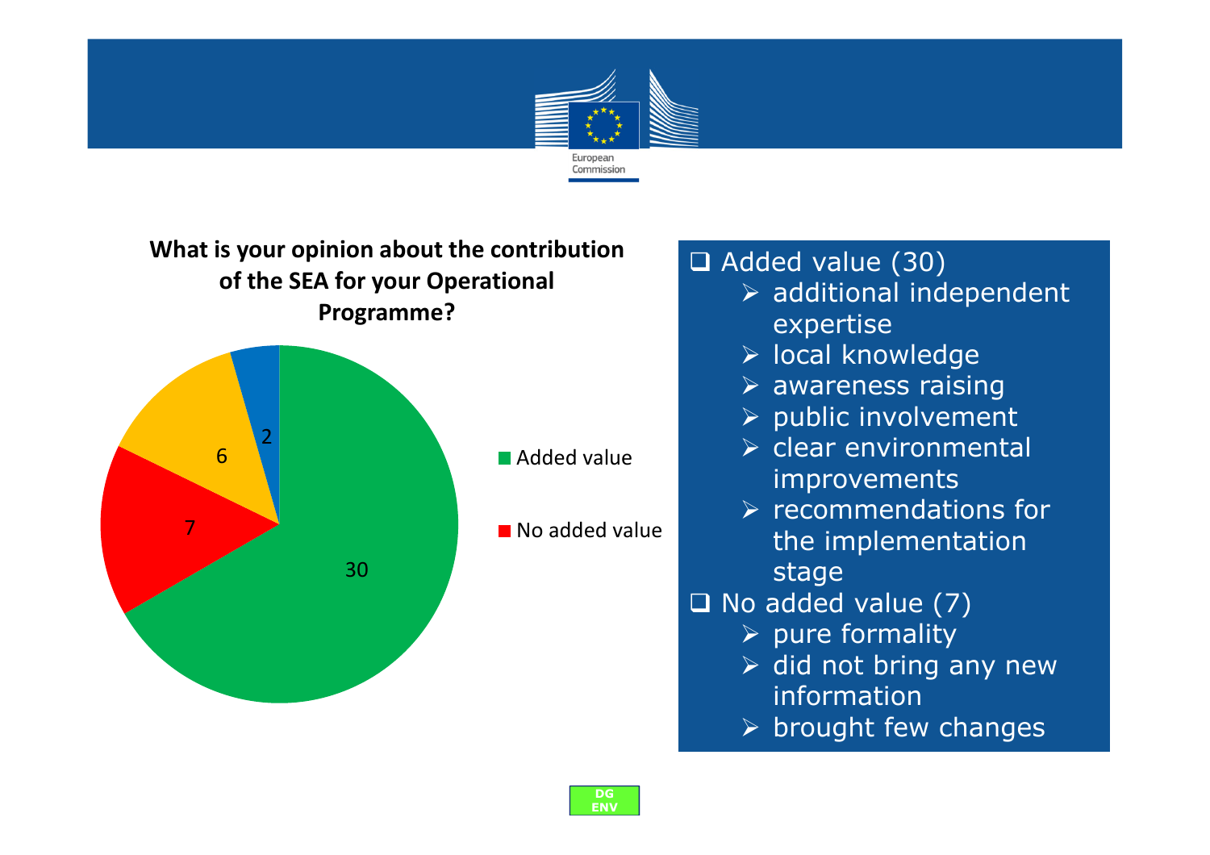**What is your opinion about the contribution of the SEA for your Operational Programme?**

| Category | Value |
|---|---|
| Added value | 30 |
| No added value | 7 |
| | 6 |
| | 2 |

- Added value (30)
  - additional independent expertise
  - local knowledge
  - awareness raising
  - public involvement
  - clear environmental improvements
  - recommendations for the implementation stage
- No added value (7)
  - pure formality
  - did not bring any new information
  - brought few changes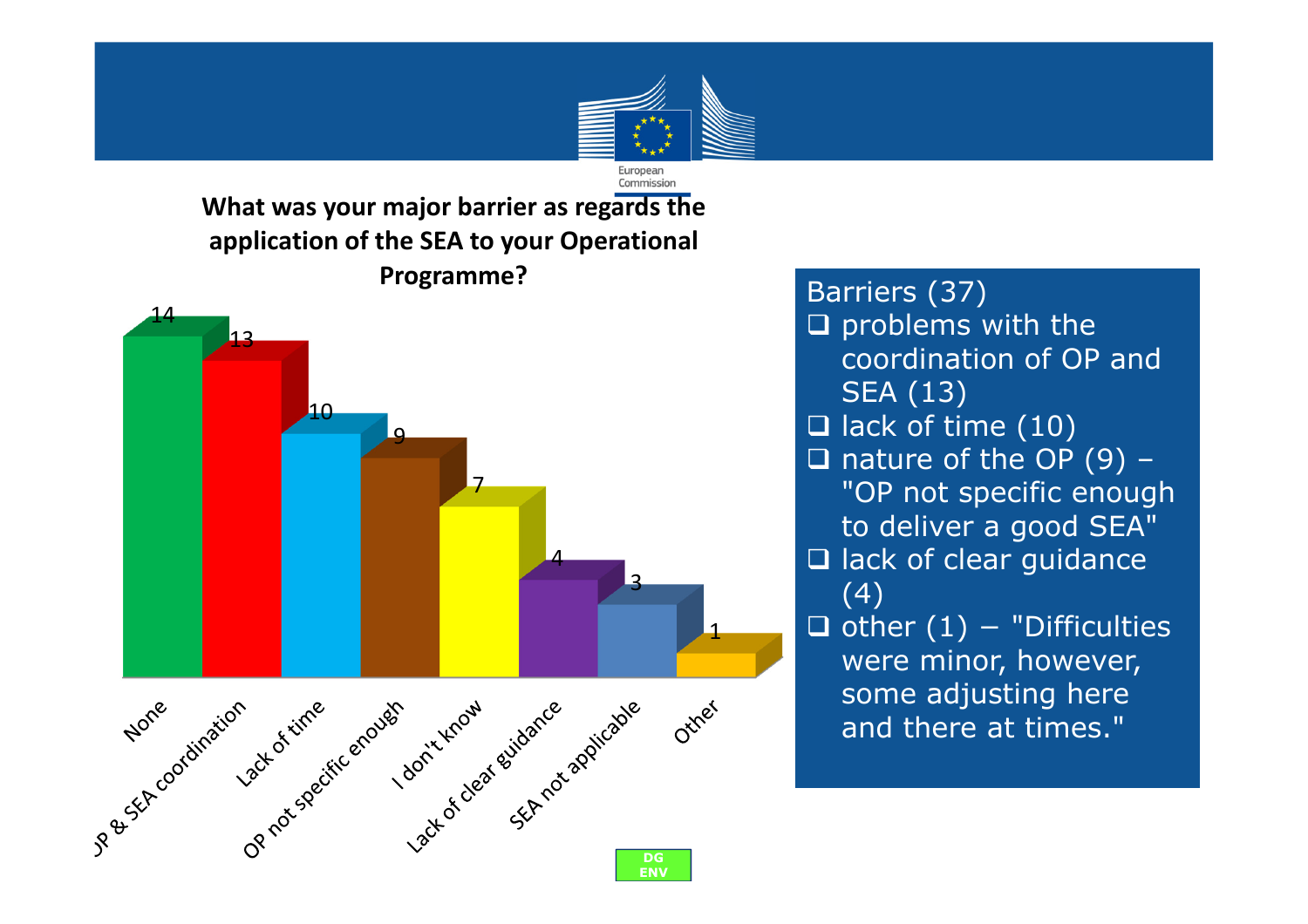## What was your major barrier as regards the application of the SEA to your Operational Programme?

14
13
10
9
7
4
3
1

None
OP & SEA coordination
Lack of time
OP not specific enough
I don't know
Lack of clear guidance
SEA not applicable
Other

Barriers (37)

- problems with the coordination of OP and SEA (13)
- lack of time (10)
- nature of the OP (9) – "OP not specific enough to deliver a good SEA"
- lack of clear guidance (4)
- other (1) – "Difficulties were minor, however, some adjusting here and there at times."